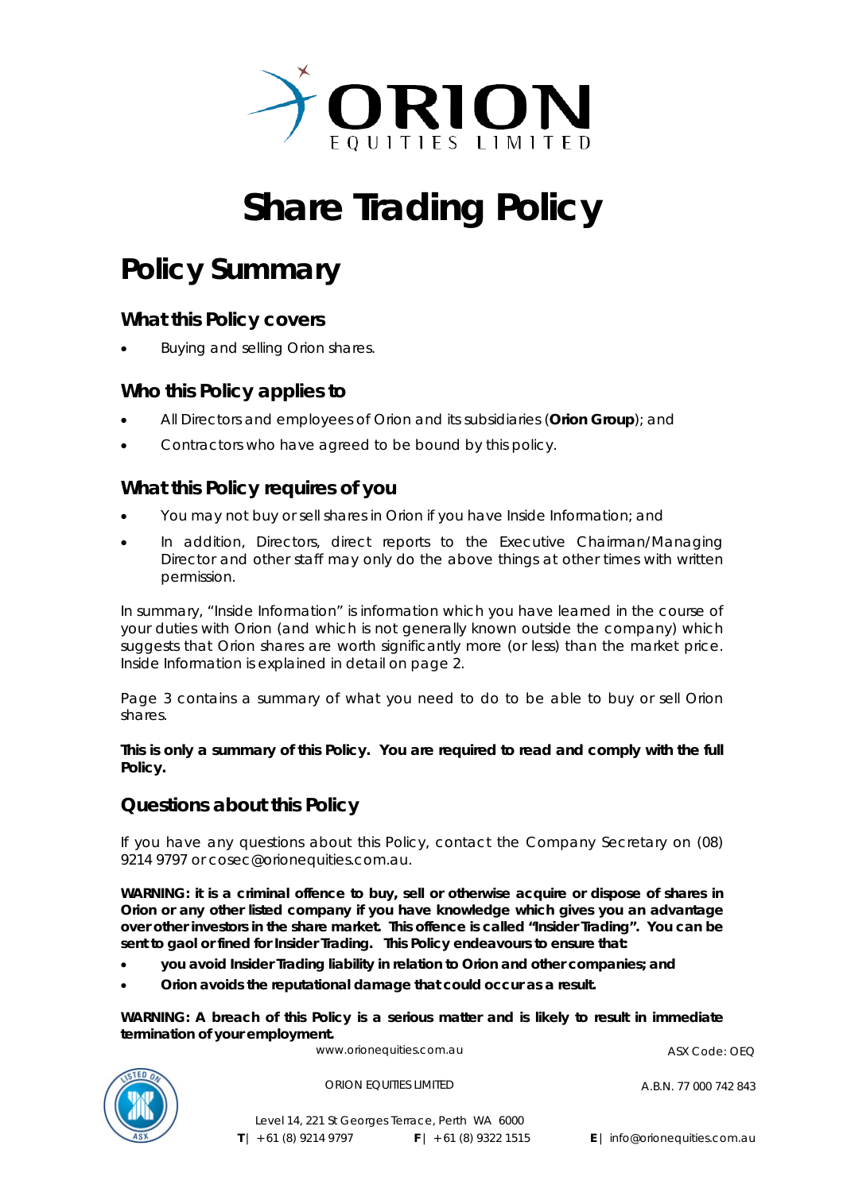# Share Trading Policy

## Policy Summary

### What this Policy covers

- Buying and selling Orion shares.

### Who this Policy applies to

- All Directors and employees of Orion and its subsidiaries (**Orion Group**); and
- Contractors who have agreed to be bound by this policy.

### What this Policy requires of you

- You may not buy or sell shares in Orion if you have Inside Information; and
- In addition, Directors, direct reports to the Executive Chairman/Managing Director and other staff may only do the above things at other times with written permission.

In summary, "Inside Information" is information which you have learned in the course of your duties with Orion (and which is not generally known outside the company) which suggests that Orion shares are worth significantly more (or less) than the market price. Inside Information is explained in detail on page 2.

Page 3 contains a summary of what you need to do to be able to buy or sell Orion shares.

**This is only a summary of this Policy. You are required to read and comply with the full Policy.**

### Questions about this Policy

If you have any questions about this Policy, contact the Company Secretary on (08) 9214 9797 or cosec@orionequities.com.au.

**WARNING: it is a criminal offence to buy, sell or otherwise acquire or dispose of shares in Orion or any other listed company if you have knowledge which gives you an advantage over other investors in the share market. This offence is called "Insider Trading". You can be sent to gaol or fined for Insider Trading. This Policy endeavours to ensure that:**

- **you avoid Insider Trading liability in relation to Orion and other companies; and**
- **Orion avoids the reputational damage that could occur as a result.**

**WARNING: A breach of this Policy is a serious matter and is likely to result in immediate termination of your employment.**

www.orionequities.com.au ASX Code: OEQ

ORION EQUITIES LIMITED A.B.N. 77 000 742 843

Level 14, 221 St Georges Terrace, Perth WA 6000
**T** | +61 (8) 9214 9797 **F** | +61 (8) 9322 1515 **E** | info@orionequities.com.au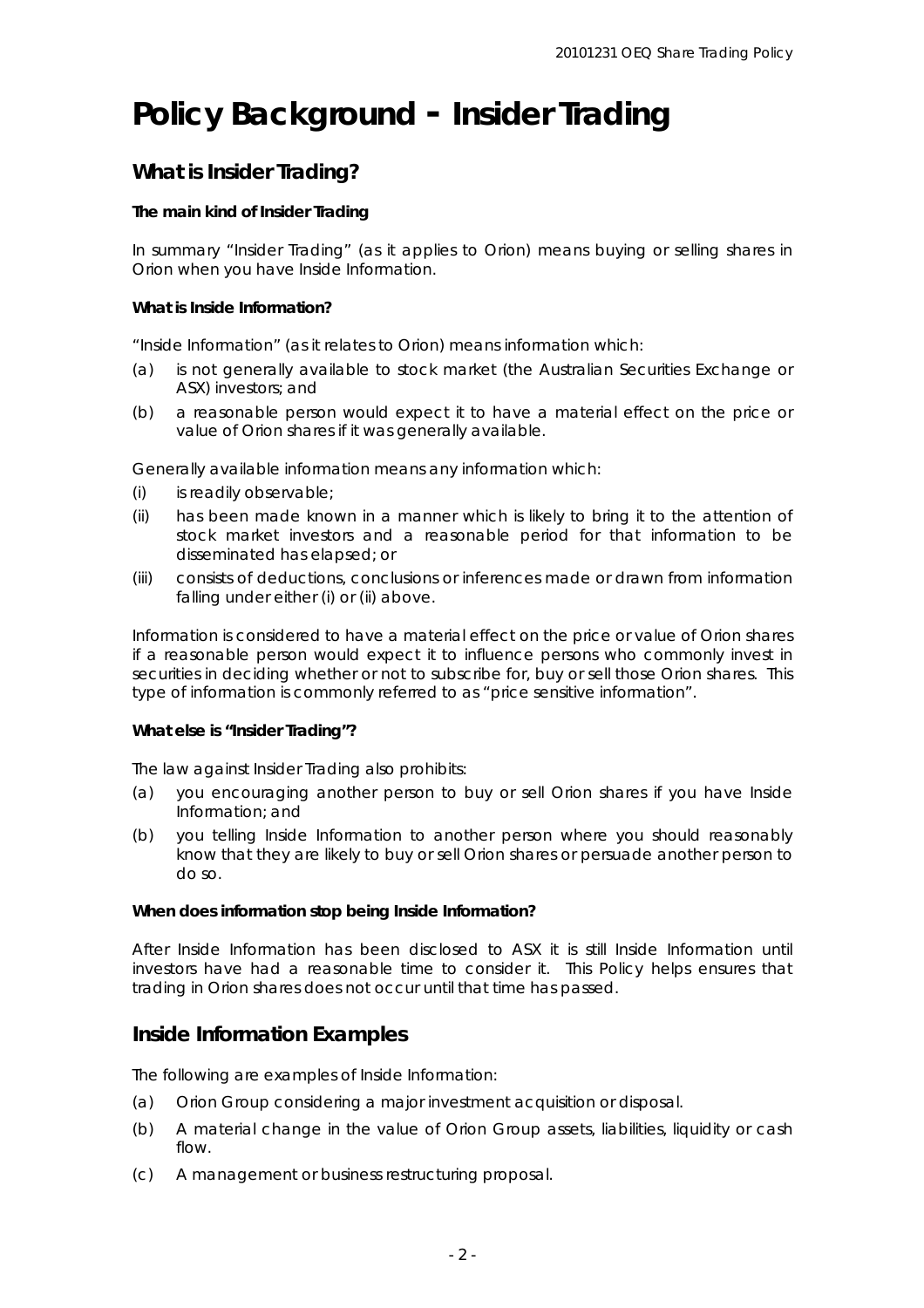# Policy Background - Insider Trading

## What is Insider Trading?

### The main kind of Insider Trading

In summary "Insider Trading" (as it applies to Orion) means buying or selling shares in Orion when you have Inside Information.

### What is Inside Information?

"Inside Information" (as it relates to Orion) means information which:

(a) is not generally available to stock market (the Australian Securities Exchange or ASX) investors; and

(b) a reasonable person would expect it to have a material effect on the price or value of Orion shares if it was generally available.

Generally available information means any information which:

(i) is readily observable;

(ii) has been made known in a manner which is likely to bring it to the attention of stock market investors and a reasonable period for that information to be disseminated has elapsed; or

(iii) consists of deductions, conclusions or inferences made or drawn from information falling under either (i) or (ii) above.

Information is considered to have a material effect on the price or value of Orion shares if a reasonable person would expect it to influence persons who commonly invest in securities in deciding whether or not to subscribe for, buy or sell those Orion shares. This type of information is commonly referred to as "price sensitive information".

### What else is "Insider Trading"?

The law against Insider Trading also prohibits:

(a) you encouraging another person to buy or sell Orion shares if you have Inside Information; and

(b) you telling Inside Information to another person where you should reasonably know that they are likely to buy or sell Orion shares or persuade another person to do so.

### When does information stop being Inside Information?

After Inside Information has been disclosed to ASX it is still Inside Information until investors have had a reasonable time to consider it. This Policy helps ensures that trading in Orion shares does not occur until that time has passed.

## Inside Information Examples

The following are examples of Inside Information:

(a) Orion Group considering a major investment acquisition or disposal.

(b) A material change in the value of Orion Group assets, liabilities, liquidity or cash flow.

(c) A management or business restructuring proposal.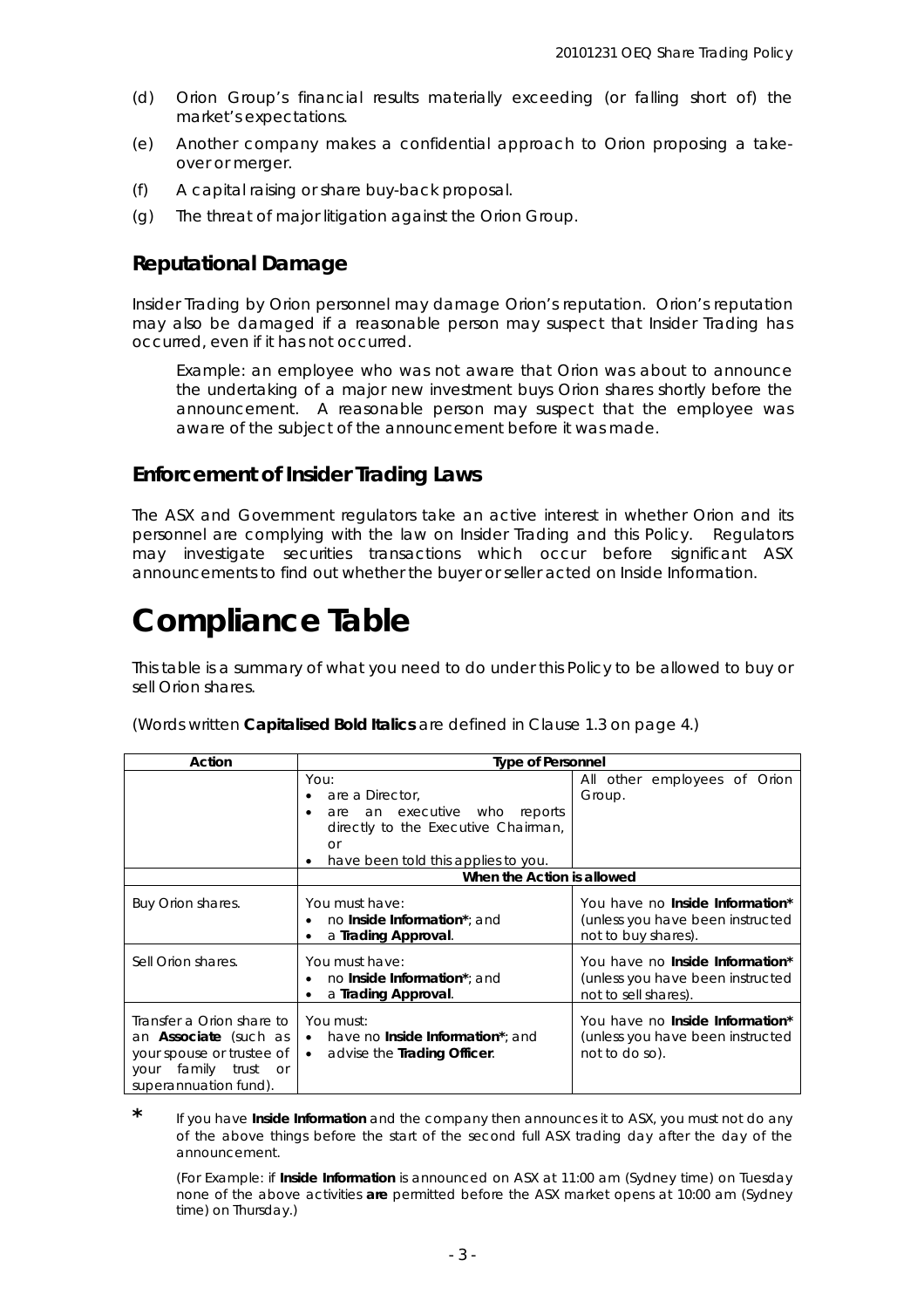(d) Orion Group's financial results materially exceeding (or falling short of) the market's expectations.

(e) Another company makes a confidential approach to Orion proposing a take-over or merger.

(f) A capital raising or share buy-back proposal.

(g) The threat of major litigation against the Orion Group.

## Reputational Damage

Insider Trading by Orion personnel may damage Orion's reputation. Orion's reputation may also be damaged if a reasonable person may suspect that Insider Trading has occurred, even if it has not occurred.

> Example: an employee who was not aware that Orion was about to announce the undertaking of a major new investment buys Orion shares shortly before the announcement. A reasonable person may suspect that the employee was aware of the subject of the announcement before it was made.

## Enforcement of Insider Trading Laws

The ASX and Government regulators take an active interest in whether Orion and its personnel are complying with the law on Insider Trading and this Policy. Regulators may investigate securities transactions which occur before significant ASX announcements to find out whether the buyer or seller acted on Inside Information.

# Compliance Table

This table is a summary of what you need to do under this Policy to be allowed to buy or sell Orion shares.

(Words written ***Capitalised Bold Italics*** are defined in Clause 1.3 on page 4.)

| Action | Type of Personnel | |
|---|---|---|
| | You:<br>• are a Director,<br>• are an executive who reports directly to the Executive Chairman, or<br>• have been told this applies to you. | All other employees of Orion Group. |
| | **When the Action is allowed** | |
| Buy Orion shares. | You must have:<br>• no ***Inside Information****; and<br>• a ***Trading Approval***. | You have no ***Inside Information**** (unless you have been instructed not to buy shares). |
| Sell Orion shares. | You must have:<br>• no ***Inside Information****; and<br>• a ***Trading Approval***. | You have no ***Inside Information**** (unless you have been instructed not to sell shares). |
| Transfer a Orion share to an ***Associate*** (such as your spouse or trustee of your family trust or superannuation fund). | You must:<br>• have no ***Inside Information****; and<br>• advise the ***Trading Officer***. | You have no ***Inside Information**** (unless you have been instructed not to do so). |

\* If you have ***Inside Information*** and the company then announces it to ASX, you must not do any of the above things before the start of the second full ASX trading day after the day of the announcement.

(For Example: if ***Inside Information*** is announced on ASX at 11:00 am (Sydney time) on Tuesday none of the above activities **are** permitted before the ASX market opens at 10:00 am (Sydney time) on Thursday.)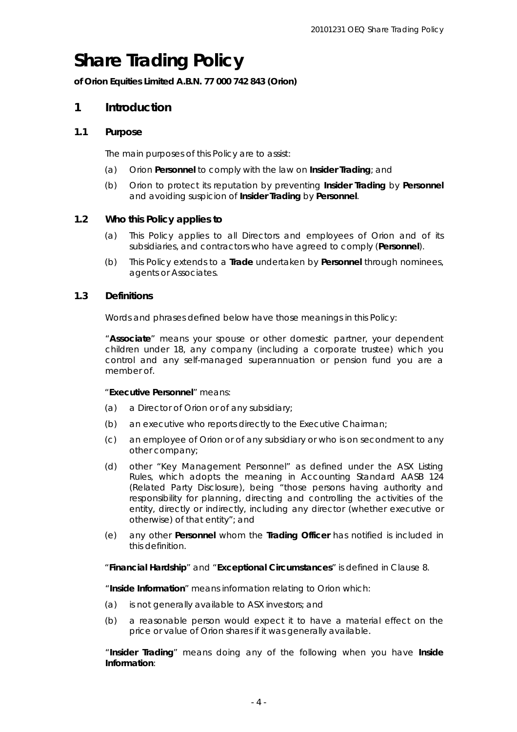# Share Trading Policy

**of Orion Equities Limited A.B.N. 77 000 742 843 (Orion)**

## 1 Introduction

### 1.1 Purpose

The main purposes of this Policy are to assist:

(a) Orion **Personnel** to comply with the law on **Insider Trading**; and

(b) Orion to protect its reputation by preventing **Insider Trading** by **Personnel** and avoiding suspicion of **Insider Trading** by **Personnel**.

### 1.2 Who this Policy applies to

(a) This Policy applies to all Directors and employees of Orion and of its subsidiaries, and contractors who have agreed to comply (**Personnel**).

(b) This Policy extends to a **Trade** undertaken by **Personnel** through nominees, agents or Associates.

### 1.3 Definitions

Words and phrases defined below have those meanings in this Policy:

"**Associate**" means your spouse or other domestic partner, your dependent children under 18, any company (including a corporate trustee) which you control and any self-managed superannuation or pension fund you are a member of.

"**Executive Personnel**" means:

(a) a Director of Orion or of any subsidiary;

(b) an executive who reports directly to the Executive Chairman;

(c) an employee of Orion or of any subsidiary or who is on secondment to any other company;

(d) other "Key Management Personnel" as defined under the ASX Listing Rules, which adopts the meaning in Accounting Standard AASB 124 (Related Party Disclosure), being "those persons having authority and responsibility for planning, directing and controlling the activities of the entity, directly or indirectly, including any director (whether executive or otherwise) of that entity"; and

(e) any other **Personnel** whom the **Trading Officer** has notified is included in this definition.

"**Financial Hardship**" and "**Exceptional Circumstances**" is defined in Clause 8.

"**Inside Information**" means information relating to Orion which:

(a) is not generally available to ASX investors; and

(b) a reasonable person would expect it to have a material effect on the price or value of Orion shares if it was generally available.

"**Insider Trading**" means doing any of the following when you have **Inside Information**: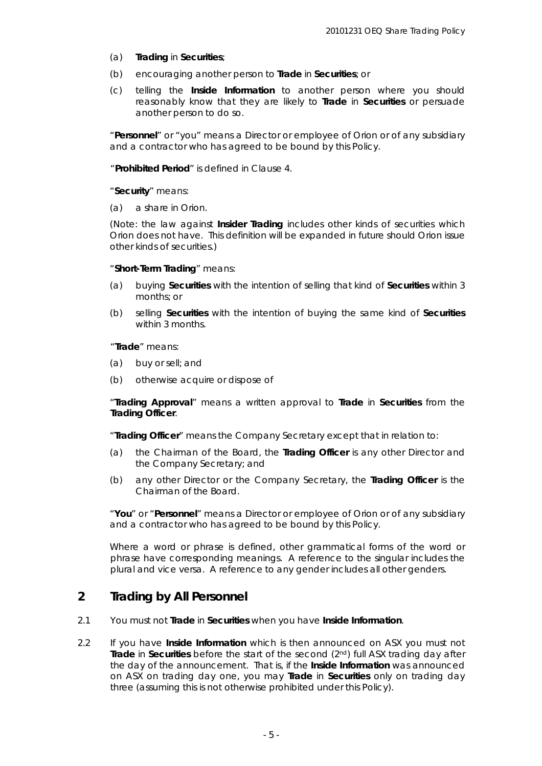(a) **Trading** in **Securities**;

(b) encouraging another person to **Trade** in **Securities**; or

(c) telling the **Inside Information** to another person where you should reasonably know that they are likely to **Trade** in **Securities** or persuade another person to do so.

"**Personnel**" or "you" means a Director or employee of Orion or of any subsidiary and a contractor who has agreed to be bound by this Policy.

"**Prohibited Period**" is defined in Clause 4.

"**Security**" means:

(a) a share in Orion.

(Note: the law against **Insider Trading** includes other kinds of securities which Orion does not have. This definition will be expanded in future should Orion issue other kinds of securities.)

"**Short-Term Trading**" means:

(a) buying **Securities** with the intention of selling that kind of **Securities** within 3 months; or

(b) selling **Securities** with the intention of buying the same kind of **Securities** within 3 months.

"**Trade**" means:

(a) buy or sell; and

(b) otherwise acquire or dispose of

"**Trading Approval**" means a written approval to **Trade** in **Securities** from the **Trading Officer**.

"**Trading Officer**" means the Company Secretary except that in relation to:

(a) the Chairman of the Board, the **Trading Officer** is any other Director and the Company Secretary; and

(b) any other Director or the Company Secretary, the **Trading Officer** is the Chairman of the Board.

"**You**" or "**Personnel**" means a Director or employee of Orion or of any subsidiary and a contractor who has agreed to be bound by this Policy.

Where a word or phrase is defined, other grammatical forms of the word or phrase have corresponding meanings. A reference to the singular includes the plural and vice versa. A reference to any gender includes all other genders.

## 2 Trading by All Personnel

2.1 You must not **Trade** in **Securities** when you have **Inside Information**.

2.2 If you have **Inside Information** which is then announced on ASX you must not **Trade** in **Securities** before the start of the second (2nd) full ASX trading day after the day of the announcement. That is, if the **Inside Information** was announced on ASX on trading day one, you may **Trade** in **Securities** only on trading day three (assuming this is not otherwise prohibited under this Policy).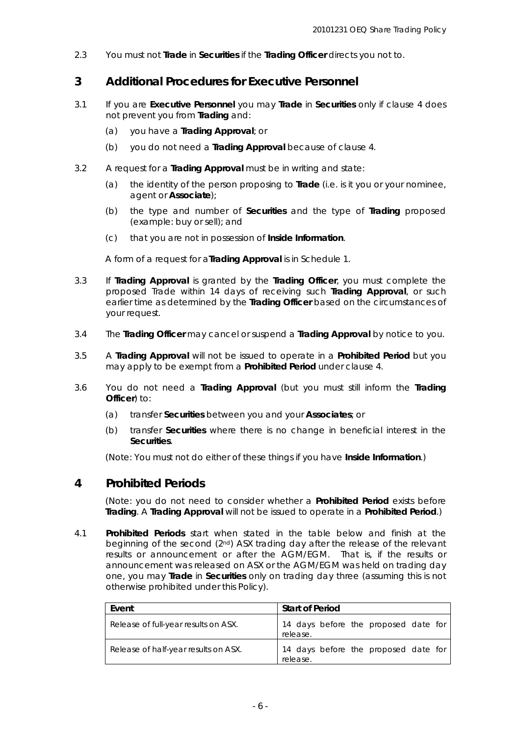2.3 You must not **Trade** in **Securities** if the **Trading Officer** directs you not to.

## 3 Additional Procedures for Executive Personnel

3.1 If you are **Executive Personnel** you may **Trade** in **Securities** only if clause 4 does not prevent you from **Trading** and:

(a) you have a **Trading Approval**; or

(b) you do not need a **Trading Approval** because of clause 4.

3.2 A request for a **Trading Approval** must be in writing and state:

(a) the identity of the person proposing to **Trade** (i.e. is it you or your nominee, agent or **Associate**);

(b) the type and number of **Securities** and the type of **Trading** proposed (example: buy or sell); and

(c) that you are not in possession of **Inside Information**.

A form of a request for a **Trading Approval** is in Schedule 1.

3.3 If **Trading Approval** is granted by the **Trading Officer**, you must complete the proposed Trade within 14 days of receiving such **Trading Approval**, or such earlier time as determined by the **Trading Officer** based on the circumstances of your request.

3.4 The **Trading Officer** may cancel or suspend a **Trading Approval** by notice to you.

3.5 A **Trading Approval** will not be issued to operate in a **Prohibited Period** but you may apply to be exempt from a **Prohibited Period** under clause 4.

3.6 You do not need a **Trading Approval** (but you must still inform the **Trading Officer**) to:

(a) transfer **Securities** between you and your **Associates**; or

(b) transfer **Securities** where there is no change in beneficial interest in the **Securities**.

(Note: You must not do either of these things if you have **Inside Information**.)

## 4 Prohibited Periods

(Note: you do not need to consider whether a **Prohibited Period** exists before **Trading**. A **Trading Approval** will not be issued to operate in a **Prohibited Period**.)

4.1 **Prohibited Periods** start when stated in the table below and finish at the beginning of the second (2nd) ASX trading day after the release of the relevant results or announcement or after the AGM/EGM. That is, if the results or announcement was released on ASX or the AGM/EGM was held on trading day one, you may **Trade** in **Securities** only on trading day three (assuming this is not otherwise prohibited under this Policy).

| Event | Start of Period |
|---|---|
| Release of full-year results on ASX. | 14 days before the proposed date for release. |
| Release of half-year results on ASX. | 14 days before the proposed date for release. |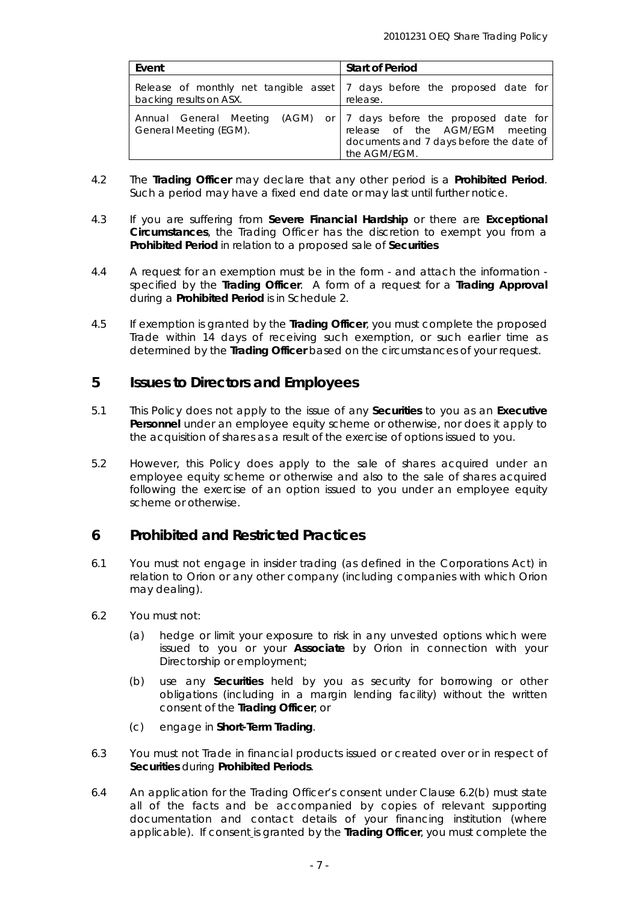| Event | Start of Period |
| --- | --- |
| Release of monthly net tangible asset backing results on ASX. | 7 days before the proposed date for release. |
| Annual General Meeting (AGM) or General Meeting (EGM). | 7 days before the proposed date for release of the AGM/EGM meeting documents and 7 days before the date of the AGM/EGM. |

4.2 The **Trading Officer** may declare that any other period is a **Prohibited Period**. Such a period may have a fixed end date or may last until further notice.

4.3 If you are suffering from **Severe Financial Hardship** or there are **Exceptional Circumstances**, the Trading Officer has the discretion to exempt you from a **Prohibited Period** in relation to a proposed sale of **Securities**

4.4 A request for an exemption must be in the form - and attach the information - specified by the **Trading Officer**. A form of a request for a **Trading Approval** during a **Prohibited Period** is in Schedule 2.

4.5 If exemption is granted by the **Trading Officer**, you must complete the proposed Trade within 14 days of receiving such exemption, or such earlier time as determined by the **Trading Officer** based on the circumstances of your request.

## 5 Issues to Directors and Employees

5.1 This Policy does not apply to the issue of any **Securities** to you as an **Executive Personnel** under an employee equity scheme or otherwise, nor does it apply to the acquisition of shares as a result of the exercise of options issued to you.

5.2 However, this Policy does apply to the sale of shares acquired under an employee equity scheme or otherwise and also to the sale of shares acquired following the exercise of an option issued to you under an employee equity scheme or otherwise.

## 6 Prohibited and Restricted Practices

6.1 You must not engage in insider trading (as defined in the Corporations Act) in relation to Orion or any other company (including companies with which Orion may dealing).

6.2 You must not:

(a) hedge or limit your exposure to risk in any unvested options which were issued to you or your **Associate** by Orion in connection with your Directorship or employment;

(b) use any **Securities** held by you as security for borrowing or other obligations (including in a margin lending facility) without the written consent of the **Trading Officer**; or

(c) engage in **Short-Term Trading**.

6.3 You must not Trade in financial products issued or created over or in respect of **Securities** during **Prohibited Periods**.

6.4 An application for the Trading Officer's consent under Clause 6.2(b) must state all of the facts and be accompanied by copies of relevant supporting documentation and contact details of your financing institution (where applicable). If consent is granted by the **Trading Officer**, you must complete the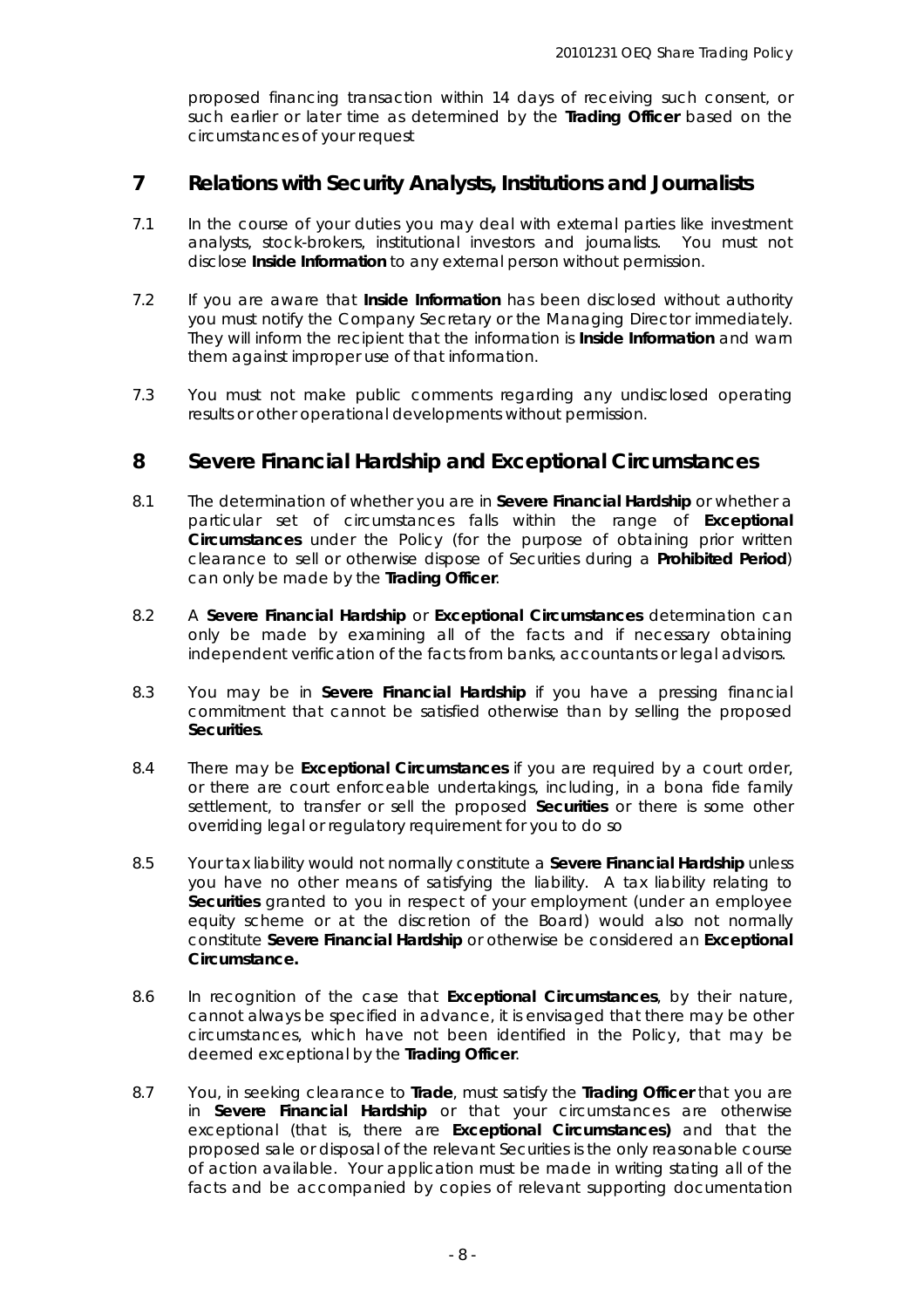proposed financing transaction within 14 days of receiving such consent, or such earlier or later time as determined by the **Trading Officer** based on the circumstances of your request

## 7 Relations with Security Analysts, Institutions and Journalists

7.1 In the course of your duties you may deal with external parties like investment analysts, stock-brokers, institutional investors and journalists. You must not disclose **Inside Information** to any external person without permission.

7.2 If you are aware that **Inside Information** has been disclosed without authority you must notify the Company Secretary or the Managing Director immediately. They will inform the recipient that the information is **Inside Information** and warn them against improper use of that information.

7.3 You must not make public comments regarding any undisclosed operating results or other operational developments without permission.

## 8 Severe Financial Hardship and Exceptional Circumstances

8.1 The determination of whether you are in **Severe Financial Hardship** or whether a particular set of circumstances falls within the range of **Exceptional Circumstances** under the Policy (for the purpose of obtaining prior written clearance to sell or otherwise dispose of Securities during a **Prohibited Period**) can only be made by the **Trading Officer**.

8.2 A **Severe Financial Hardship** or **Exceptional Circumstances** determination can only be made by examining all of the facts and if necessary obtaining independent verification of the facts from banks, accountants or legal advisors.

8.3 You may be in **Severe Financial Hardship** if you have a pressing financial commitment that cannot be satisfied otherwise than by selling the proposed **Securities**.

8.4 There may be **Exceptional Circumstances** if you are required by a court order, or there are court enforceable undertakings, including, in a bona fide family settlement, to transfer or sell the proposed **Securities** or there is some other overriding legal or regulatory requirement for you to do so

8.5 Your tax liability would not normally constitute a **Severe Financial Hardship** unless you have no other means of satisfying the liability. A tax liability relating to **Securities** granted to you in respect of your employment (under an employee equity scheme or at the discretion of the Board) would also not normally constitute **Severe Financial Hardship** or otherwise be considered an **Exceptional Circumstance.**

8.6 In recognition of the case that **Exceptional Circumstances**, by their nature, cannot always be specified in advance, it is envisaged that there may be other circumstances, which have not been identified in the Policy, that may be deemed exceptional by the **Trading Officer**.

8.7 You, in seeking clearance to **Trade**, must satisfy the **Trading Officer** that you are in **Severe Financial Hardship** or that your circumstances are otherwise exceptional (that is, there are **Exceptional Circumstances)** and that the proposed sale or disposal of the relevant Securities is the only reasonable course of action available. Your application must be made in writing stating all of the facts and be accompanied by copies of relevant supporting documentation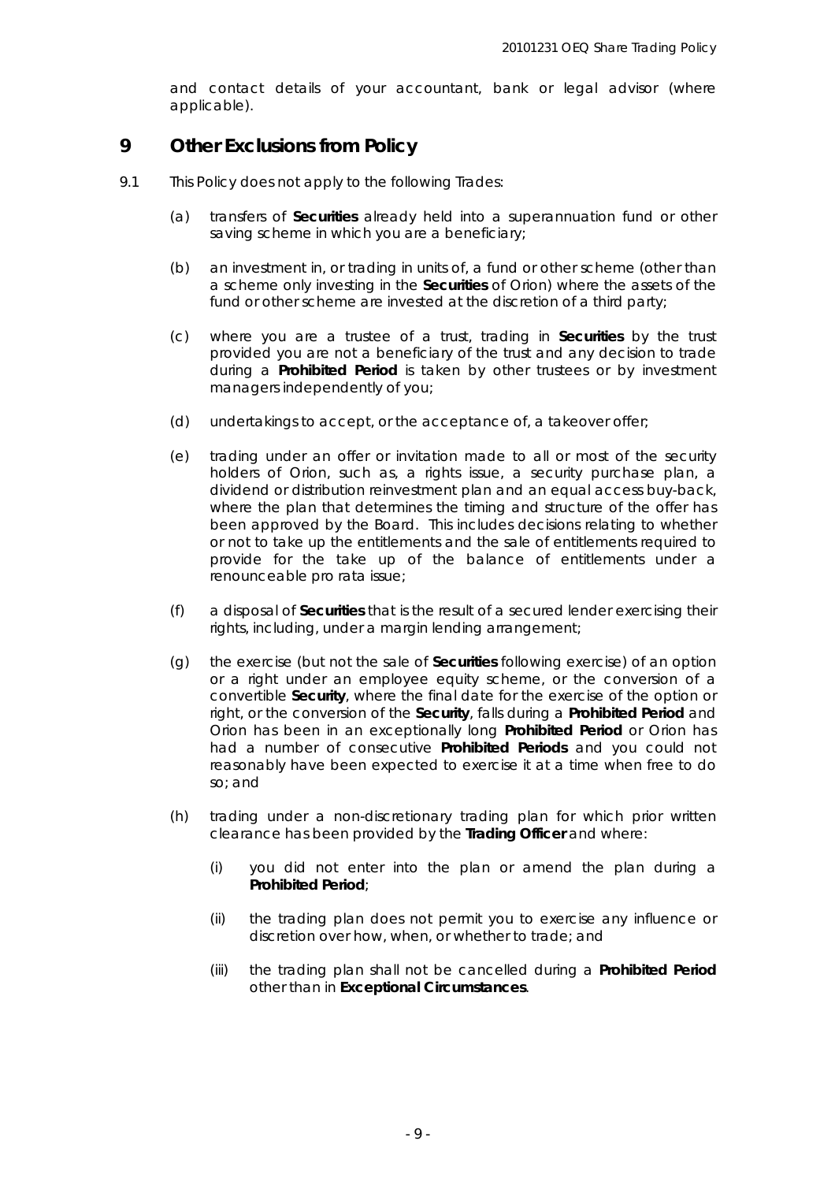and contact details of your accountant, bank or legal advisor (where applicable).

## 9 Other Exclusions from Policy

9.1 This Policy does not apply to the following Trades:

(a) transfers of **Securities** already held into a superannuation fund or other saving scheme in which you are a beneficiary;

(b) an investment in, or trading in units of, a fund or other scheme (other than a scheme only investing in the **Securities** of Orion) where the assets of the fund or other scheme are invested at the discretion of a third party;

(c) where you are a trustee of a trust, trading in **Securities** by the trust provided you are not a beneficiary of the trust and any decision to trade during a **Prohibited Period** is taken by other trustees or by investment managers independently of you;

(d) undertakings to accept, or the acceptance of, a takeover offer;

(e) trading under an offer or invitation made to all or most of the security holders of Orion, such as, a rights issue, a security purchase plan, a dividend or distribution reinvestment plan and an equal access buy-back, where the plan that determines the timing and structure of the offer has been approved by the Board. This includes decisions relating to whether or not to take up the entitlements and the sale of entitlements required to provide for the take up of the balance of entitlements under a renounceable pro rata issue;

(f) a disposal of **Securities** that is the result of a secured lender exercising their rights, including, under a margin lending arrangement;

(g) the exercise (but not the sale of **Securities** following exercise) of an option or a right under an employee equity scheme, or the conversion of a convertible **Security**, where the final date for the exercise of the option or right, or the conversion of the **Security**, falls during a **Prohibited Period** and Orion has been in an exceptionally long **Prohibited Period** or Orion has had a number of consecutive **Prohibited Periods** and you could not reasonably have been expected to exercise it at a time when free to do so; and

(h) trading under a non-discretionary trading plan for which prior written clearance has been provided by the **Trading Officer** and where:

   (i) you did not enter into the plan or amend the plan during a **Prohibited Period**;

   (ii) the trading plan does not permit you to exercise any influence or discretion over how, when, or whether to trade; and

   (iii) the trading plan shall not be cancelled during a **Prohibited Period** other than in **Exceptional Circumstances**.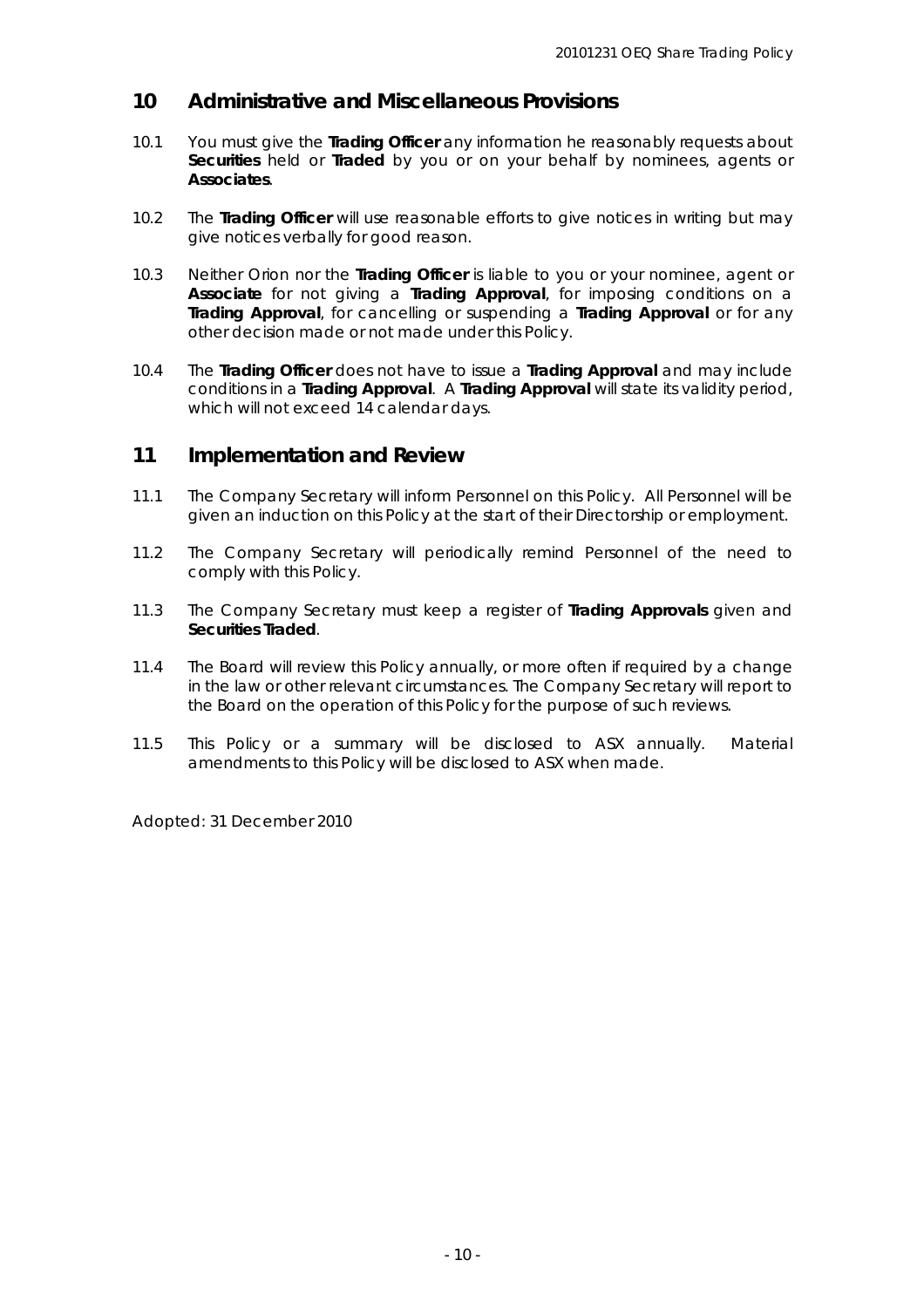## 10 Administrative and Miscellaneous Provisions

10.1 You must give the **Trading Officer** any information he reasonably requests about **Securities** held or **Traded** by you or on your behalf by nominees, agents or **Associates**.

10.2 The **Trading Officer** will use reasonable efforts to give notices in writing but may give notices verbally for good reason.

10.3 Neither Orion nor the **Trading Officer** is liable to you or your nominee, agent or **Associate** for not giving a **Trading Approval**, for imposing conditions on a **Trading Approval**, for cancelling or suspending a **Trading Approval** or for any other decision made or not made under this Policy.

10.4 The **Trading Officer** does not have to issue a **Trading Approval** and may include conditions in a **Trading Approval**. A **Trading Approval** will state its validity period, which will not exceed 14 calendar days.

## 11 Implementation and Review

11.1 The Company Secretary will inform Personnel on this Policy. All Personnel will be given an induction on this Policy at the start of their Directorship or employment.

11.2 The Company Secretary will periodically remind Personnel of the need to comply with this Policy.

11.3 The Company Secretary must keep a register of **Trading Approvals** given and **Securities Traded**.

11.4 The Board will review this Policy annually, or more often if required by a change in the law or other relevant circumstances. The Company Secretary will report to the Board on the operation of this Policy for the purpose of such reviews.

11.5 This Policy or a summary will be disclosed to ASX annually. Material amendments to this Policy will be disclosed to ASX when made.

Adopted: 31 December 2010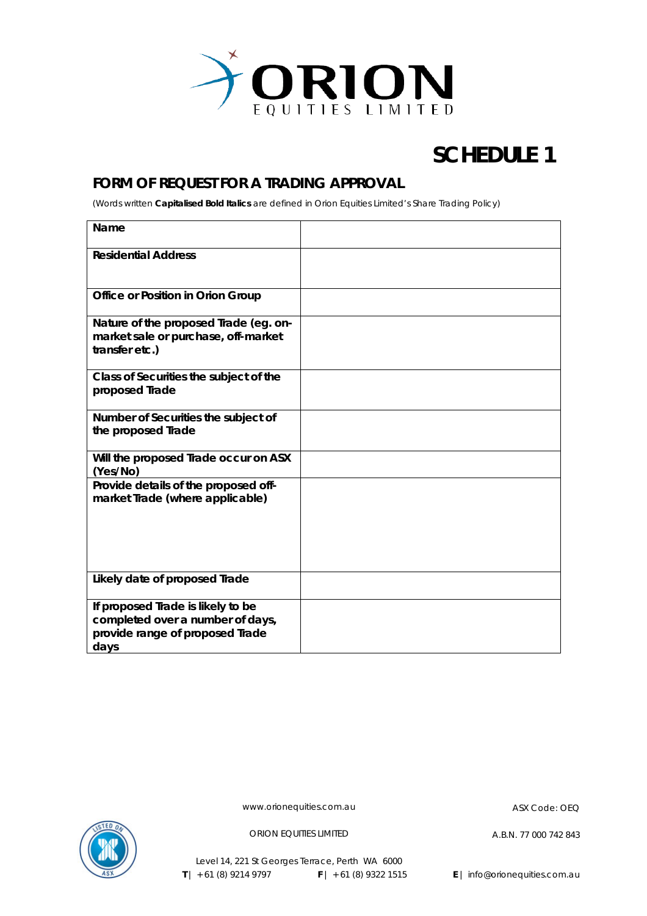# SCHEDULE 1

## FORM OF REQUEST FOR A TRADING APPROVAL

(Words written **Capitalised Bold Italics** are defined in Orion Equities Limited's Share Trading Policy)

| | |
|---|---|
| **Name** | |
| **Residential Address** | |
| **Office or Position in Orion Group** | |
| **Nature of the proposed Trade (eg. on-market sale or purchase, off-market transfer etc.)** | |
| **Class of Securities the subject of the proposed Trade** | |
| **Number of Securities the subject of the proposed Trade** | |
| **Will the proposed Trade occur on ASX (Yes/No)** | |
| **Provide details of the proposed off-market Trade (where applicable)** | |
| **Likely date of proposed Trade** | |
| **If proposed Trade is likely to be completed over a number of days, provide range of proposed Trade days** | |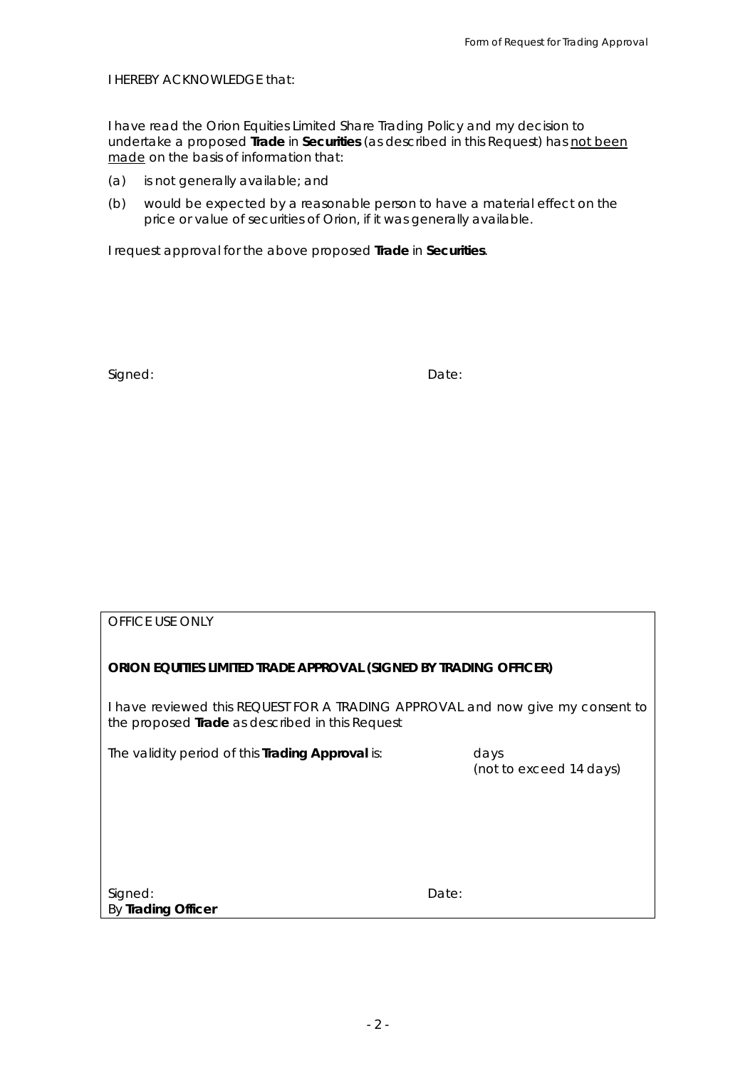I HEREBY ACKNOWLEDGE that:

I have read the Orion Equities Limited Share Trading Policy and my decision to undertake a proposed **Trade** in **Securities** (as described in this Request) has <u>not been made</u> on the basis of information that:

(a) is not generally available; and

(b) would be expected by a reasonable person to have a material effect on the price or value of securities of Orion, if it was generally available.

I request approval for the above proposed **Trade** in **Securities**.

Signed: Date:

---

OFFICE USE ONLY

**ORION EQUITIES LIMITED TRADE APPROVAL (SIGNED BY TRADING OFFICER)**

I have reviewed this REQUEST FOR A TRADING APPROVAL and now give my consent to the proposed **Trade** as described in this Request

The validity period of this **Trading Approval** is: days (not to exceed 14 days)

Signed: Date:
By **Trading Officer**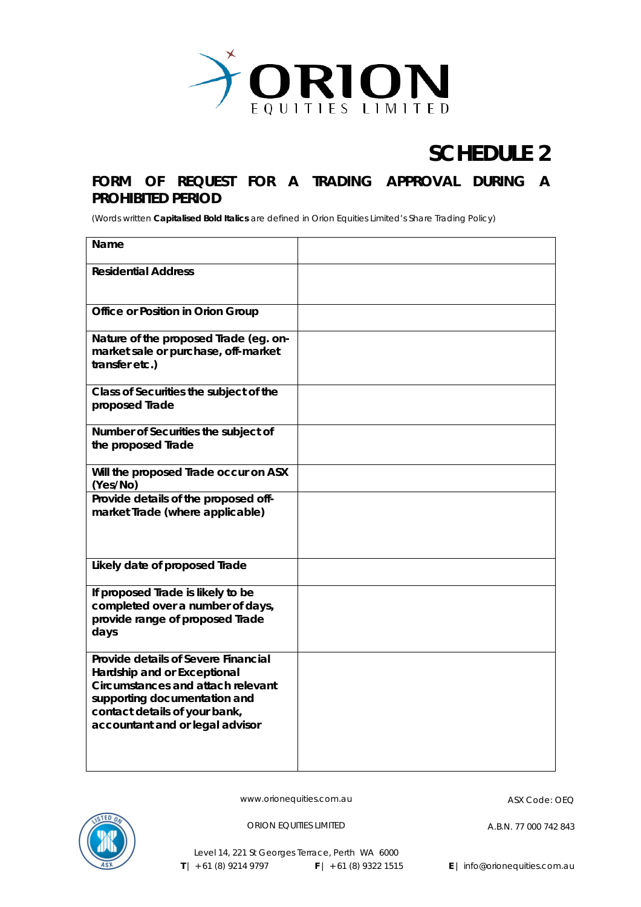# SCHEDULE 2

## FORM OF REQUEST FOR A TRADING APPROVAL DURING A PROHIBITED PERIOD

(Words written ***Capitalised Bold Italics*** are defined in Orion Equities Limited's Share Trading Policy)

| | |
|---|---|
| **Name** | |
| **Residential Address** | |
| **Office or Position in Orion Group** | |
| **Nature of the proposed Trade (eg. on-market sale or purchase, off-market transfer etc.)** | |
| **Class of Securities the subject of the proposed Trade** | |
| **Number of Securities the subject of the proposed Trade** | |
| **Will the proposed Trade occur on ASX (Yes/No)** | |
| **Provide details of the proposed off-market Trade (where applicable)** | |
| **Likely date of proposed Trade** | |
| **If proposed Trade is likely to be completed over a number of days, provide range of proposed Trade days** | |
| **Provide details of Severe Financial Hardship and or Exceptional Circumstances and attach relevant supporting documentation and contact details of your bank, accountant and or legal advisor** | |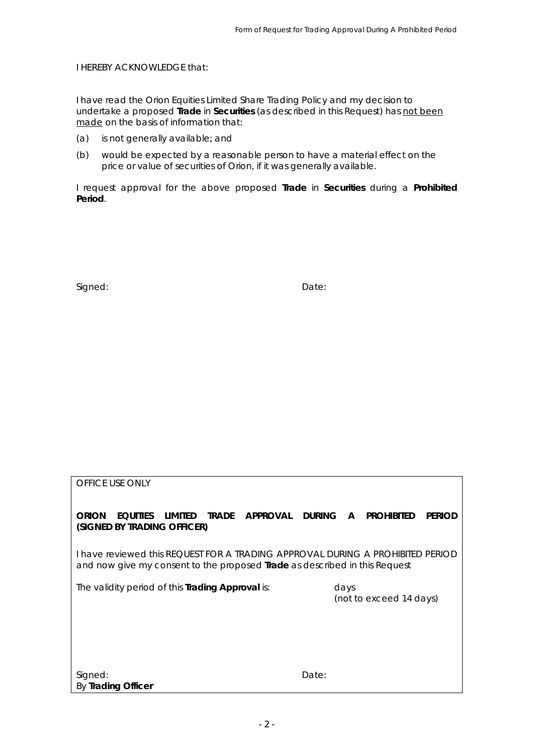I HEREBY ACKNOWLEDGE that:

I have read the Orion Equities Limited Share Trading Policy and my decision to undertake a proposed **Trade** in **Securities** (as described in this Request) has <u>not been made</u> on the basis of information that:

(a) is not generally available; and

(b) would be expected by a reasonable person to have a material effect on the price or value of securities of Orion, if it was generally available.

I request approval for the above proposed **Trade** in **Securities** during a **Prohibited Period**.

Signed: Date:

---

OFFICE USE ONLY

**ORION EQUITIES LIMITED TRADE APPROVAL DURING A PROHIBITED PERIOD (SIGNED BY TRADING OFFICER)**

I have reviewed this REQUEST FOR A TRADING APPROVAL DURING A PROHIBITED PERIOD and now give my consent to the proposed **Trade** as described in this Request

The validity period of this **Trading Approval** is: days (not to exceed 14 days)

Signed: Date:
By **Trading Officer**